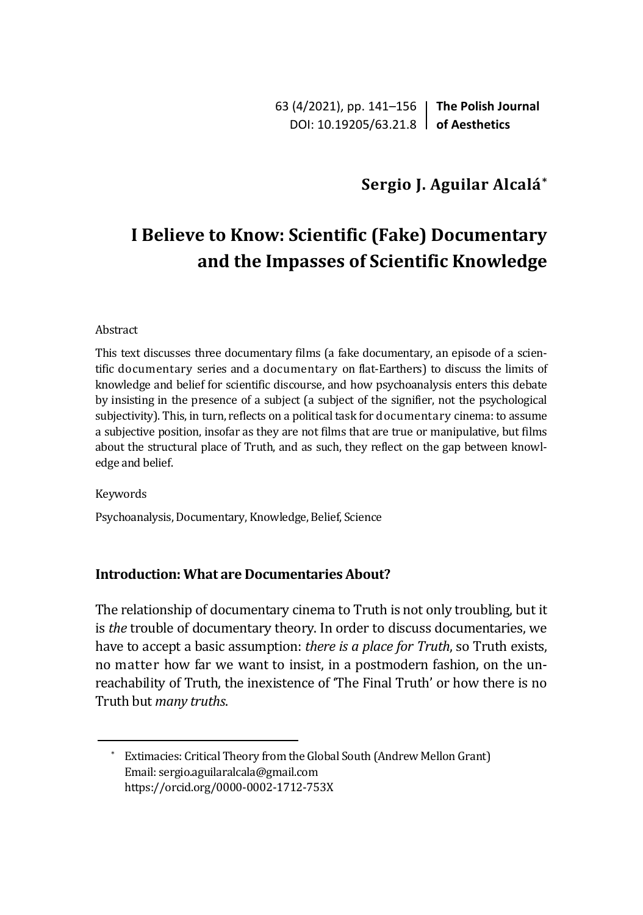**Sergio J. Aguilar Alcalá**[*]

# I Believe to Know: Scientific (Fake) Documentary and the Impasses of Scientific Knowledge

Abstract

This text discusses three documentary films (a fake documentary, an episode of a scientific documentary series and a documentary on flat-Earthers) to discuss the limits of knowledge and belief for scientific discourse, and how psychoanalysis enters this debate by insisting in the presence of a subject (a subject of the signifier, not the psychological subjectivity). This, in turn, reflects on a political task for documentary cinema: to assume a subjective position, insofar as they are not films that are true or manipulative, but films about the structural place of Truth, and as such, they reflect on the gap between knowledge and belief.

Keywords

Psychoanalysis, Documentary, Knowledge, Belief, Science

## Introduction: What are Documentaries About?

The relationship of documentary cinema to Truth is not only troubling, but it is *the* trouble of documentary theory. In order to discuss documentaries, we have to accept a basic assumption: *there is a place for Truth*, so Truth exists, no matter how far we want to insist, in a postmodern fashion, on the unreachability of Truth, the inexistence of 'The Final Truth' or how there is no Truth but *many truths*.

[*] Extimacies: Critical Theory from the Global South (Andrew Mellon Grant)
Email: sergio.aguilaralcala@gmail.com
https://orcid.org/0000-0002-1712-753X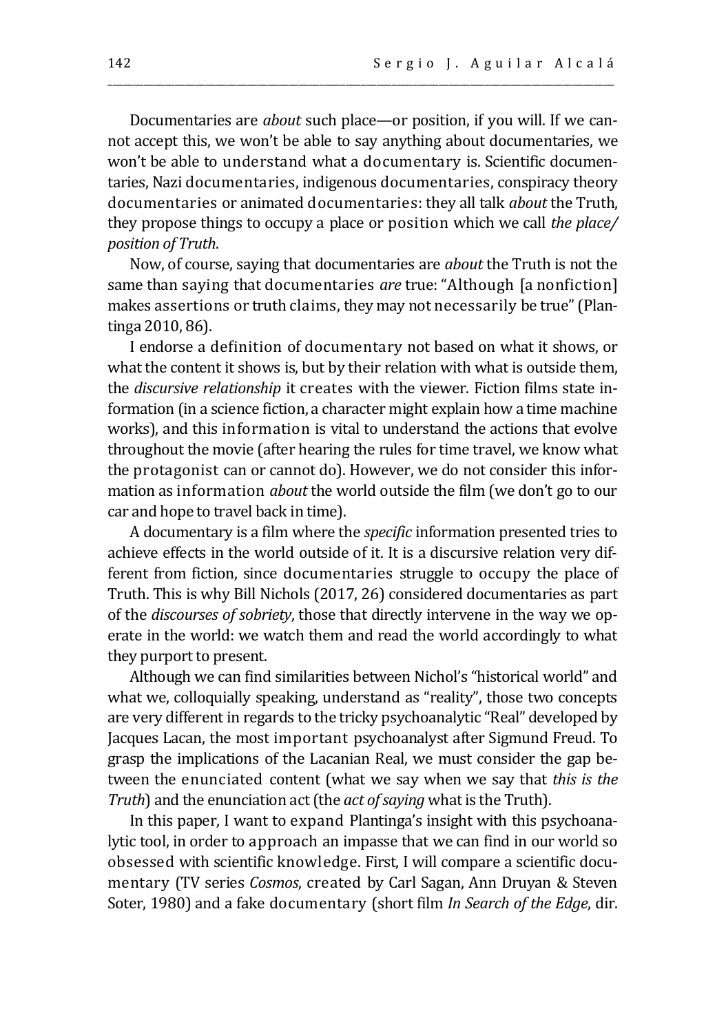Documentaries are *about* such place—or position, if you will. If we cannot accept this, we won't be able to say anything about documentaries, we won't be able to understand what a documentary is. Scientific documentaries, Nazi documentaries, indigenous documentaries, conspiracy theory documentaries or animated documentaries: they all talk *about* the Truth, they propose things to occupy a place or position which we call *the place/position of Truth*.

Now, of course, saying that documentaries are *about* the Truth is not the same than saying that documentaries *are* true: "Although [a nonfiction] makes assertions or truth claims, they may not necessarily be true" (Plantinga 2010, 86).

I endorse a definition of documentary not based on what it shows, or what the content it shows is, but by their relation with what is outside them, the *discursive relationship* it creates with the viewer. Fiction films state information (in a science fiction, a character might explain how a time machine works), and this information is vital to understand the actions that evolve throughout the movie (after hearing the rules for time travel, we know what the protagonist can or cannot do). However, we do not consider this information as information *about* the world outside the film (we don't go to our car and hope to travel back in time).

A documentary is a film where the *specific* information presented tries to achieve effects in the world outside of it. It is a discursive relation very different from fiction, since documentaries struggle to occupy the place of Truth. This is why Bill Nichols (2017, 26) considered documentaries as part of the *discourses of sobriety*, those that directly intervene in the way we operate in the world: we watch them and read the world accordingly to what they purport to present.

Although we can find similarities between Nichol's "historical world" and what we, colloquially speaking, understand as "reality", those two concepts are very different in regards to the tricky psychoanalytic "Real" developed by Jacques Lacan, the most important psychoanalyst after Sigmund Freud. To grasp the implications of the Lacanian Real, we must consider the gap between the enunciated content (what we say when we say that *this is the Truth*) and the enunciation act (the *act of saying* what is the Truth).

In this paper, I want to expand Plantinga's insight with this psychoanalytic tool, in order to approach an impasse that we can find in our world so obsessed with scientific knowledge. First, I will compare a scientific documentary (TV series *Cosmos*, created by Carl Sagan, Ann Druyan & Steven Soter, 1980) and a fake documentary (short film *In Search of the Edge*, dir.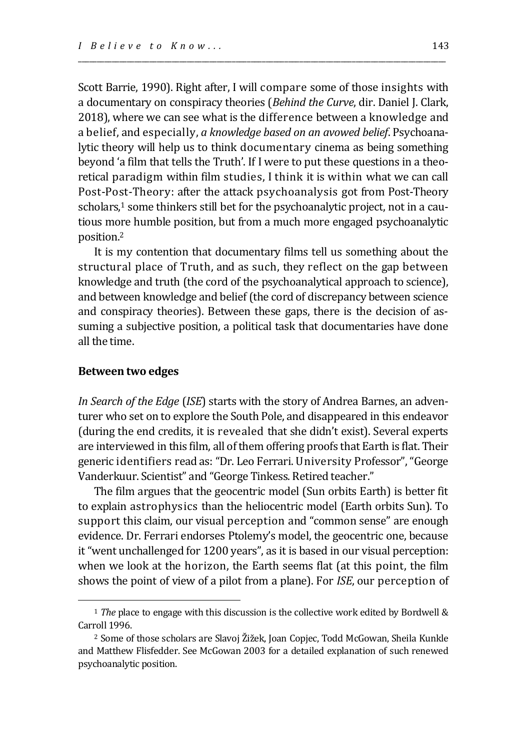Scott Barrie, 1990). Right after, I will compare some of those insights with a documentary on conspiracy theories (*Behind the Curve*, dir. Daniel J. Clark, 2018), where we can see what is the difference between a knowledge and a belief, and especially, *a knowledge based on an avowed belief*. Psychoanalytic theory will help us to think documentary cinema as being something beyond 'a film that tells the Truth'. If I were to put these questions in a theoretical paradigm within film studies, I think it is within what we can call Post-Post-Theory: after the attack psychoanalysis got from Post-Theory scholars,[1] some thinkers still bet for the psychoanalytic project, not in a cautious more humble position, but from a much more engaged psychoanalytic position.[2]

It is my contention that documentary films tell us something about the structural place of Truth, and as such, they reflect on the gap between knowledge and truth (the cord of the psychoanalytical approach to science), and between knowledge and belief (the cord of discrepancy between science and conspiracy theories). Between these gaps, there is the decision of assuming a subjective position, a political task that documentaries have done all the time.

## Between two edges

*In Search of the Edge* (*ISE*) starts with the story of Andrea Barnes, an adventurer who set on to explore the South Pole, and disappeared in this endeavor (during the end credits, it is revealed that she didn't exist). Several experts are interviewed in this film, all of them offering proofs that Earth is flat. Their generic identifiers read as: "Dr. Leo Ferrari. University Professor", "George Vanderkuur. Scientist" and "George Tinkess. Retired teacher."

The film argues that the geocentric model (Sun orbits Earth) is better fit to explain astrophysics than the heliocentric model (Earth orbits Sun). To support this claim, our visual perception and "common sense" are enough evidence. Dr. Ferrari endorses Ptolemy's model, the geocentric one, because it "went unchallenged for 1200 years", as it is based in our visual perception: when we look at the horizon, the Earth seems flat (at this point, the film shows the point of view of a pilot from a plane). For *ISE*, our perception of

---

[1] *The* place to engage with this discussion is the collective work edited by Bordwell & Carroll 1996.

[2] Some of those scholars are Slavoj Žižek, Joan Copjec, Todd McGowan, Sheila Kunkle and Matthew Flisfedder. See McGowan 2003 for a detailed explanation of such renewed psychoanalytic position.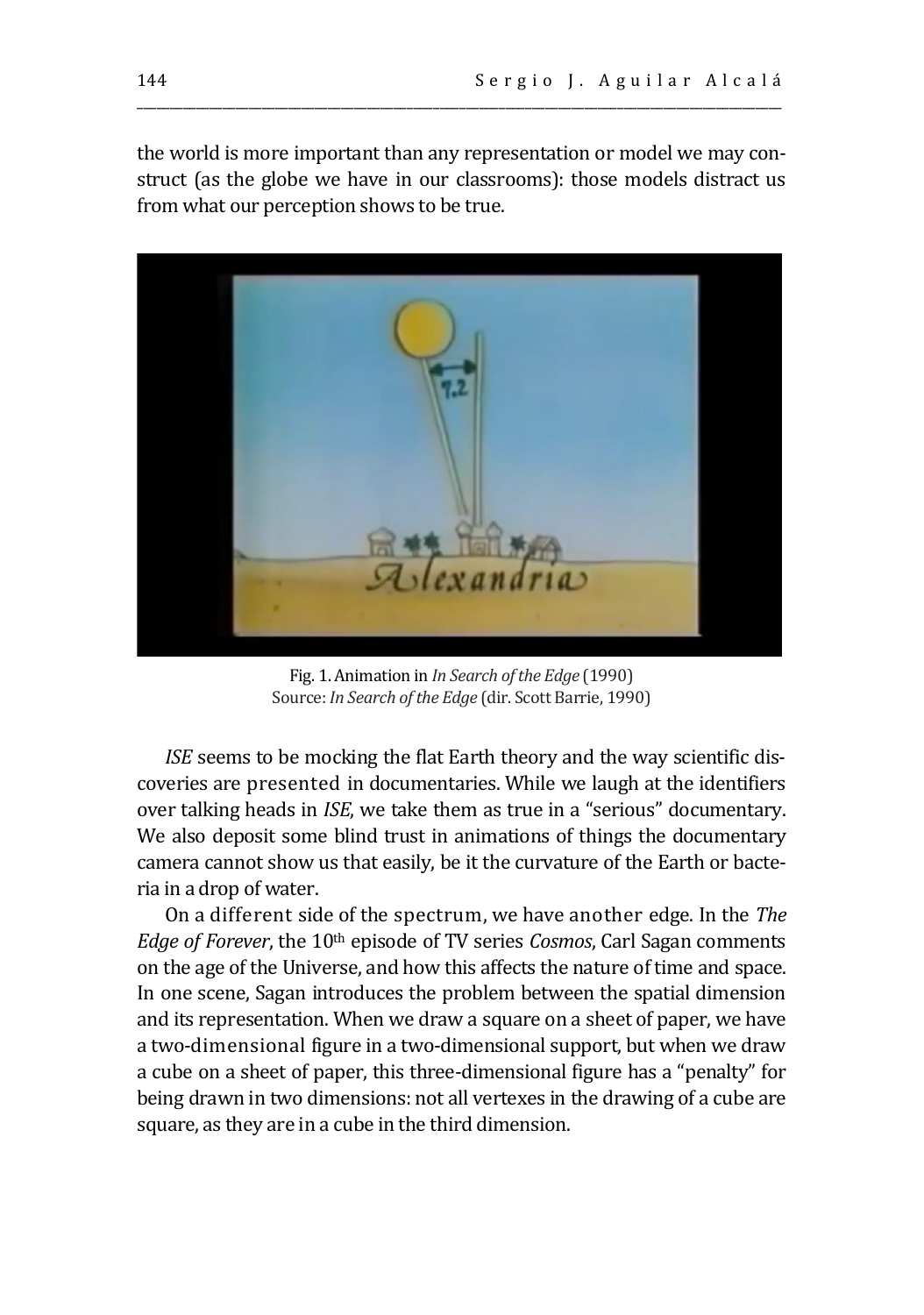the world is more important than any representation or model we may construct (as the globe we have in our classrooms): those models distract us from what our perception shows to be true.

Fig. 1. Animation in *In Search of the Edge* (1990)
Source: *In Search of the Edge* (dir. Scott Barrie, 1990)

*ISE* seems to be mocking the flat Earth theory and the way scientific discoveries are presented in documentaries. While we laugh at the identifiers over talking heads in *ISE*, we take them as true in a "serious" documentary. We also deposit some blind trust in animations of things the documentary camera cannot show us that easily, be it the curvature of the Earth or bacteria in a drop of water.

On a different side of the spectrum, we have another edge. In the *The Edge of Forever*, the 10th episode of TV series *Cosmos*, Carl Sagan comments on the age of the Universe, and how this affects the nature of time and space. In one scene, Sagan introduces the problem between the spatial dimension and its representation. When we draw a square on a sheet of paper, we have a two-dimensional figure in a two-dimensional support, but when we draw a cube on a sheet of paper, this three-dimensional figure has a "penalty" for being drawn in two dimensions: not all vertexes in the drawing of a cube are square, as they are in a cube in the third dimension.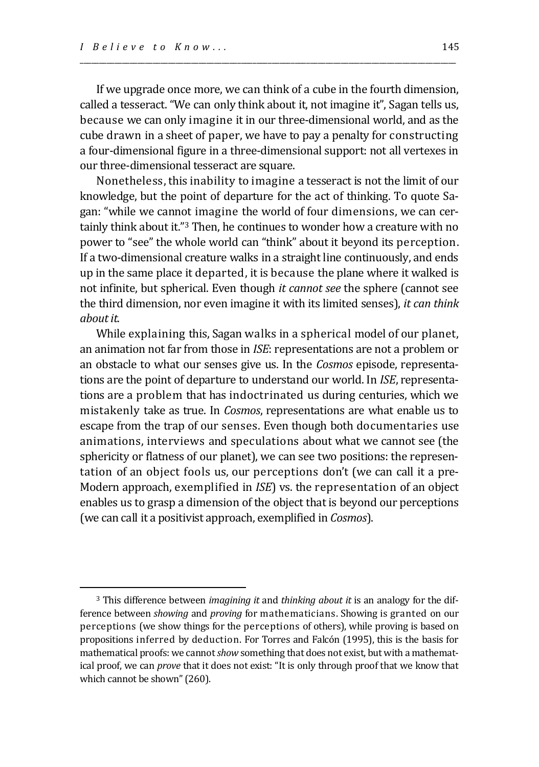If we upgrade once more, we can think of a cube in the fourth dimension, called a tesseract. "We can only think about it, not imagine it", Sagan tells us, because we can only imagine it in our three-dimensional world, and as the cube drawn in a sheet of paper, we have to pay a penalty for constructing a four-dimensional figure in a three-dimensional support: not all vertexes in our three-dimensional tesseract are square.

Nonetheless, this inability to imagine a tesseract is not the limit of our knowledge, but the point of departure for the act of thinking. To quote Sagan: "while we cannot imagine the world of four dimensions, we can certainly think about it."[3] Then, he continues to wonder how a creature with no power to "see" the whole world can "think" about it beyond its perception. If a two-dimensional creature walks in a straight line continuously, and ends up in the same place it departed, it is because the plane where it walked is not infinite, but spherical. Even though *it cannot see* the sphere (cannot see the third dimension, nor even imagine it with its limited senses), *it can think about it*.

While explaining this, Sagan walks in a spherical model of our planet, an animation not far from those in *ISE*: representations are not a problem or an obstacle to what our senses give us. In the *Cosmos* episode, representations are the point of departure to understand our world. In *ISE*, representations are a problem that has indoctrinated us during centuries, which we mistakenly take as true. In *Cosmos*, representations are what enable us to escape from the trap of our senses. Even though both documentaries use animations, interviews and speculations about what we cannot see (the sphericity or flatness of our planet), we can see two positions: the representation of an object fools us, our perceptions don't (we can call it a pre-Modern approach, exemplified in *ISE*) vs. the representation of an object enables us to grasp a dimension of the object that is beyond our perceptions (we can call it a positivist approach, exemplified in *Cosmos*).

---

[3] This difference between *imagining it* and *thinking about it* is an analogy for the difference between *showing* and *proving* for mathematicians. Showing is granted on our perceptions (we show things for the perceptions of others), while proving is based on propositions inferred by deduction. For Torres and Falcón (1995), this is the basis for mathematical proofs: we cannot *show* something that does not exist, but with a mathematical proof, we can *prove* that it does not exist: "It is only through proof that we know that which cannot be shown" (260).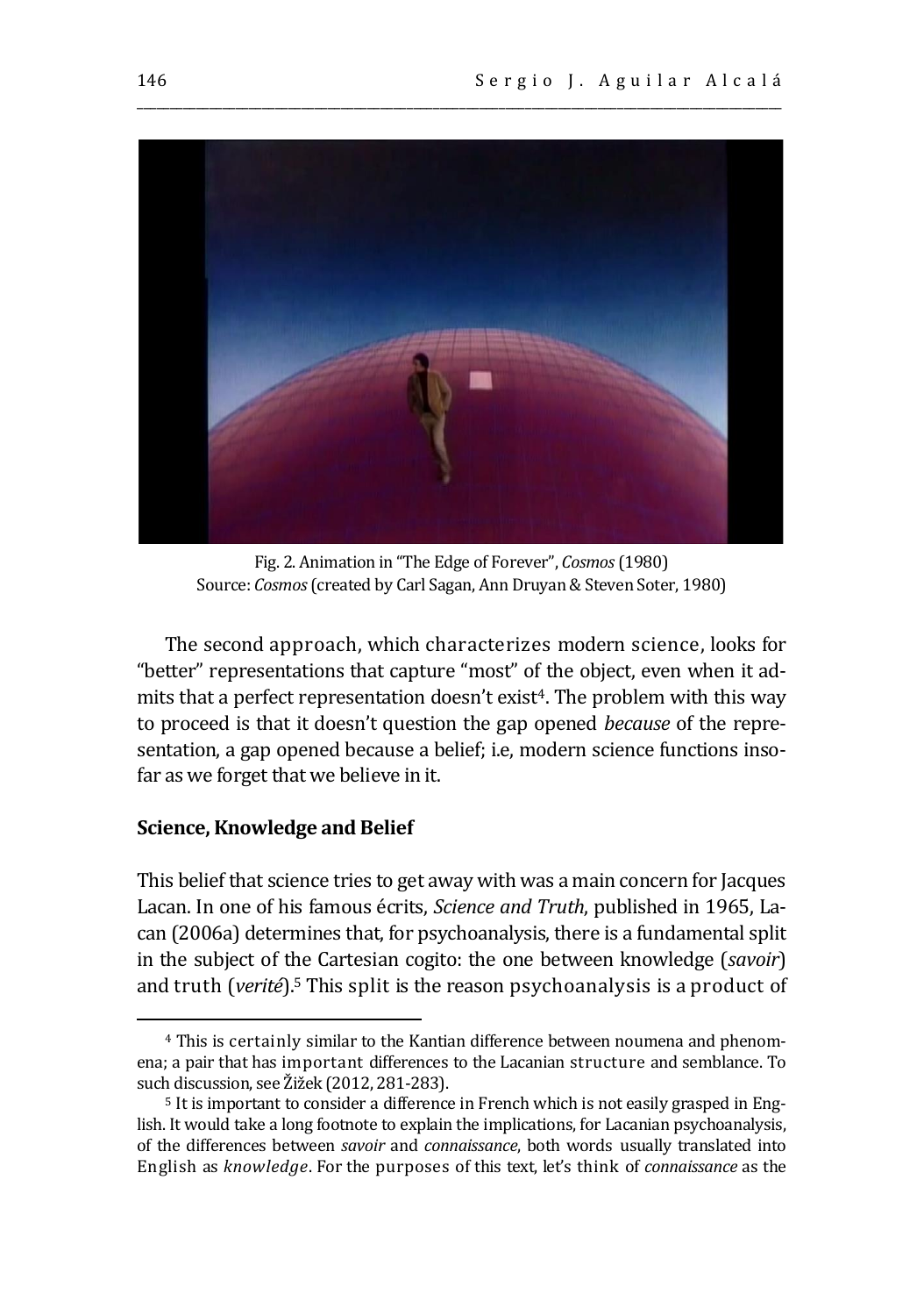Fig. 2. Animation in "The Edge of Forever", *Cosmos* (1980)
Source: *Cosmos* (created by Carl Sagan, Ann Druyan & Steven Soter, 1980)

The second approach, which characterizes modern science, looks for "better" representations that capture "most" of the object, even when it admits that a perfect representation doesn't exist[4]. The problem with this way to proceed is that it doesn't question the gap opened *because* of the representation, a gap opened because a belief; i.e, modern science functions insofar as we forget that we believe in it.

## Science, Knowledge and Belief

This belief that science tries to get away with was a main concern for Jacques Lacan. In one of his famous écrits, *Science and Truth*, published in 1965, Lacan (2006a) determines that, for psychoanalysis, there is a fundamental split in the subject of the Cartesian cogito: the one between knowledge (*savoir*) and truth (*verité*).[5] This split is the reason psychoanalysis is a product of

[4] This is certainly similar to the Kantian difference between noumena and phenomena; a pair that has important differences to the Lacanian structure and semblance. To such discussion, see Žižek (2012, 281-283).

[5] It is important to consider a difference in French which is not easily grasped in English. It would take a long footnote to explain the implications, for Lacanian psychoanalysis, of the differences between *savoir* and *connaissance*, both words usually translated into English as *knowledge*. For the purposes of this text, let's think of *connaissance* as the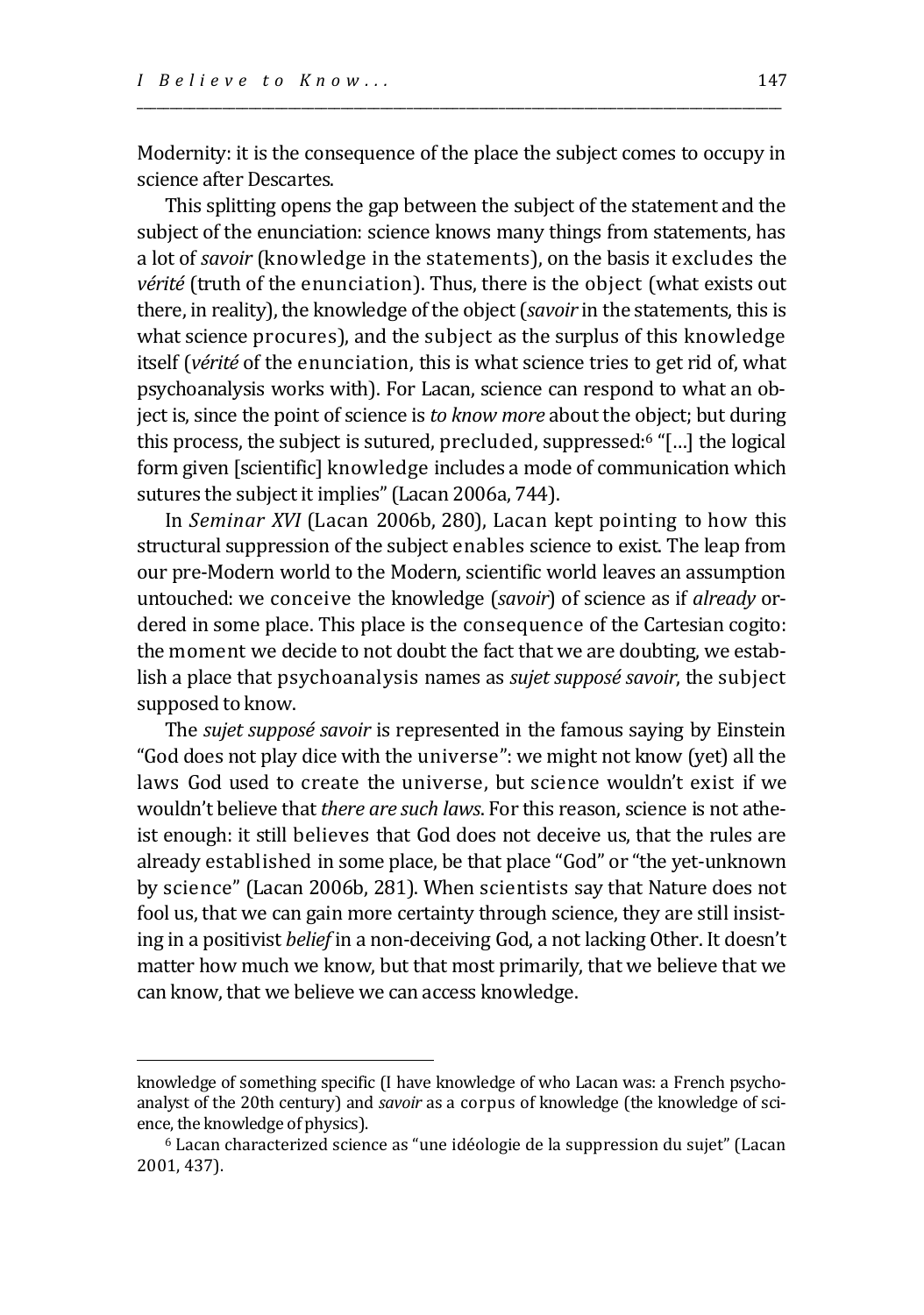Modernity: it is the consequence of the place the subject comes to occupy in science after Descartes.

This splitting opens the gap between the subject of the statement and the subject of the enunciation: science knows many things from statements, has a lot of *savoir* (knowledge in the statements), on the basis it excludes the *vérité* (truth of the enunciation). Thus, there is the object (what exists out there, in reality), the knowledge of the object (*savoir* in the statements, this is what science procures), and the subject as the surplus of this knowledge itself (*vérité* of the enunciation, this is what science tries to get rid of, what psychoanalysis works with). For Lacan, science can respond to what an object is, since the point of science is *to know more* about the object; but during this process, the subject is sutured, precluded, suppressed:[6] "[…] the logical form given [scientific] knowledge includes a mode of communication which sutures the subject it implies" (Lacan 2006a, 744).

In *Seminar XVI* (Lacan 2006b, 280), Lacan kept pointing to how this structural suppression of the subject enables science to exist. The leap from our pre-Modern world to the Modern, scientific world leaves an assumption untouched: we conceive the knowledge (*savoir*) of science as if *already* ordered in some place. This place is the consequence of the Cartesian cogito: the moment we decide to not doubt the fact that we are doubting, we establish a place that psychoanalysis names as *sujet supposé savoir*, the subject supposed to know.

The *sujet supposé savoir* is represented in the famous saying by Einstein "God does not play dice with the universe": we might not know (yet) all the laws God used to create the universe, but science wouldn't exist if we wouldn't believe that *there are such laws*. For this reason, science is not atheist enough: it still believes that God does not deceive us, that the rules are already established in some place, be that place "God" or "the yet-unknown by science" (Lacan 2006b, 281). When scientists say that Nature does not fool us, that we can gain more certainty through science, they are still insisting in a positivist *belief* in a non-deceiving God, a not lacking Other. It doesn't matter how much we know, but that most primarily, that we believe that we can know, that we believe we can access knowledge.

---

knowledge of something specific (I have knowledge of who Lacan was: a French psychoanalyst of the 20th century) and *savoir* as a corpus of knowledge (the knowledge of science, the knowledge of physics).

[6] Lacan characterized science as "une idéologie de la suppression du sujet" (Lacan 2001, 437).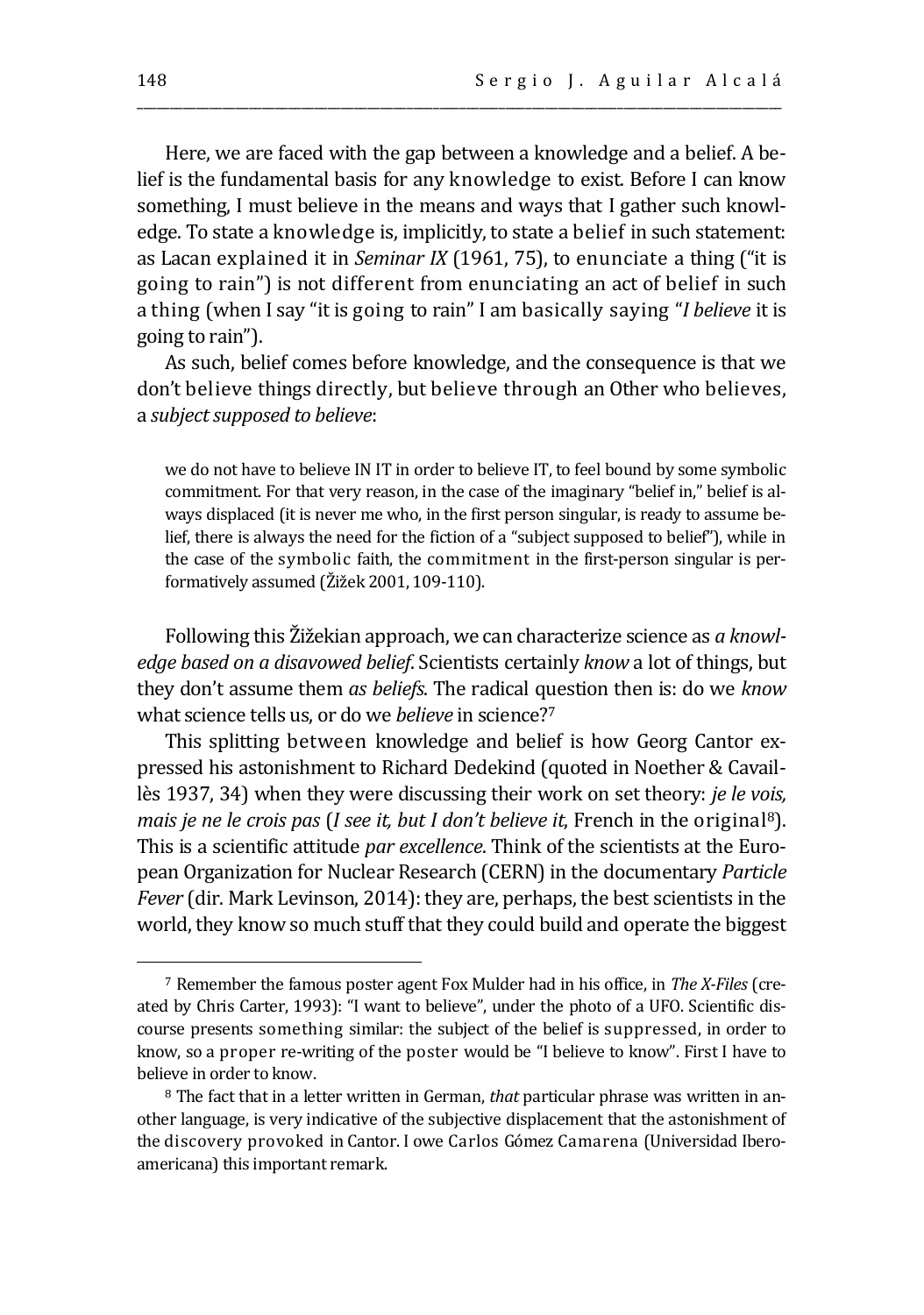Here, we are faced with the gap between a knowledge and a belief. A belief is the fundamental basis for any knowledge to exist. Before I can know something, I must believe in the means and ways that I gather such knowledge. To state a knowledge is, implicitly, to state a belief in such statement: as Lacan explained it in *Seminar IX* (1961, 75), to enunciate a thing ("it is going to rain") is not different from enunciating an act of belief in such a thing (when I say "it is going to rain" I am basically saying "*I believe* it is going to rain").

As such, belief comes before knowledge, and the consequence is that we don't believe things directly, but believe through an Other who believes, a *subject supposed to believe*:

> we do not have to believe IN IT in order to believe IT, to feel bound by some symbolic commitment. For that very reason, in the case of the imaginary "belief in," belief is always displaced (it is never me who, in the first person singular, is ready to assume belief, there is always the need for the fiction of a "subject supposed to belief"), while in the case of the symbolic faith, the commitment in the first-person singular is performatively assumed (Žižek 2001, 109-110).

Following this Žižekian approach, we can characterize science as *a knowledge based on a disavowed belief*. Scientists certainly *know* a lot of things, but they don't assume them *as beliefs*. The radical question then is: do we *know* what science tells us, or do we *believe* in science?[7]

This splitting between knowledge and belief is how Georg Cantor expressed his astonishment to Richard Dedekind (quoted in Noether & Cavaillès 1937, 34) when they were discussing their work on set theory: *je le vois, mais je ne le crois pas* (*I see it, but I don't believe it*, French in the original[8]). This is a scientific attitude *par excellence*. Think of the scientists at the European Organization for Nuclear Research (CERN) in the documentary *Particle Fever* (dir. Mark Levinson, 2014): they are, perhaps, the best scientists in the world, they know so much stuff that they could build and operate the biggest

---

[7] Remember the famous poster agent Fox Mulder had in his office, in *The X-Files* (created by Chris Carter, 1993): "I want to believe", under the photo of a UFO. Scientific discourse presents something similar: the subject of the belief is suppressed, in order to know, so a proper re-writing of the poster would be "I believe to know". First I have to believe in order to know.

[8] The fact that in a letter written in German, *that* particular phrase was written in another language, is very indicative of the subjective displacement that the astonishment of the discovery provoked in Cantor. I owe Carlos Gómez Camarena (Universidad Iberoamericana) this important remark.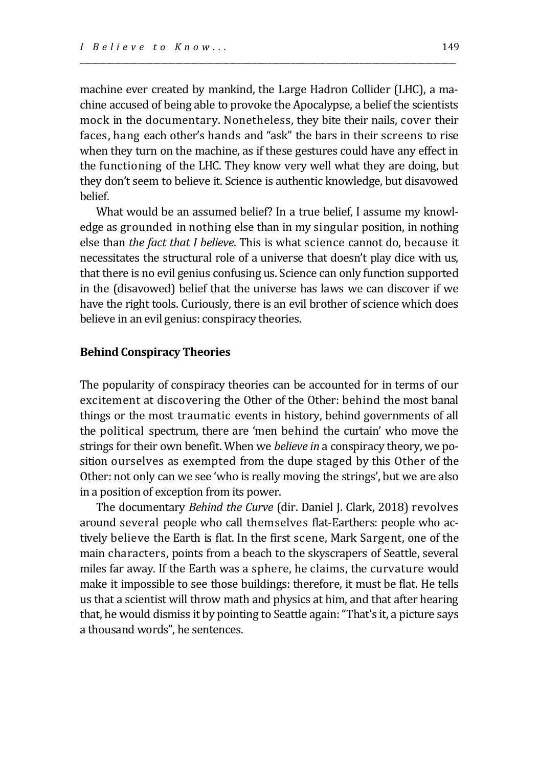machine ever created by mankind, the Large Hadron Collider (LHC), a machine accused of being able to provoke the Apocalypse, a belief the scientists mock in the documentary. Nonetheless, they bite their nails, cover their faces, hang each other's hands and "ask" the bars in their screens to rise when they turn on the machine, as if these gestures could have any effect in the functioning of the LHC. They know very well what they are doing, but they don't seem to believe it. Science is authentic knowledge, but disavowed belief.

What would be an assumed belief? In a true belief, I assume my knowledge as grounded in nothing else than in my singular position, in nothing else than *the fact that I believe*. This is what science cannot do, because it necessitates the structural role of a universe that doesn't play dice with us, that there is no evil genius confusing us. Science can only function supported in the (disavowed) belief that the universe has laws we can discover if we have the right tools. Curiously, there is an evil brother of science which does believe in an evil genius: conspiracy theories.

## Behind Conspiracy Theories

The popularity of conspiracy theories can be accounted for in terms of our excitement at discovering the Other of the Other: behind the most banal things or the most traumatic events in history, behind governments of all the political spectrum, there are 'men behind the curtain' who move the strings for their own benefit. When we *believe in* a conspiracy theory, we position ourselves as exempted from the dupe staged by this Other of the Other: not only can we see 'who is really moving the strings', but we are also in a position of exception from its power.

The documentary *Behind the Curve* (dir. Daniel J. Clark, 2018) revolves around several people who call themselves flat-Earthers: people who actively believe the Earth is flat. In the first scene, Mark Sargent, one of the main characters, points from a beach to the skyscrapers of Seattle, several miles far away. If the Earth was a sphere, he claims, the curvature would make it impossible to see those buildings: therefore, it must be flat. He tells us that a scientist will throw math and physics at him, and that after hearing that, he would dismiss it by pointing to Seattle again: "That's it, a picture says a thousand words", he sentences.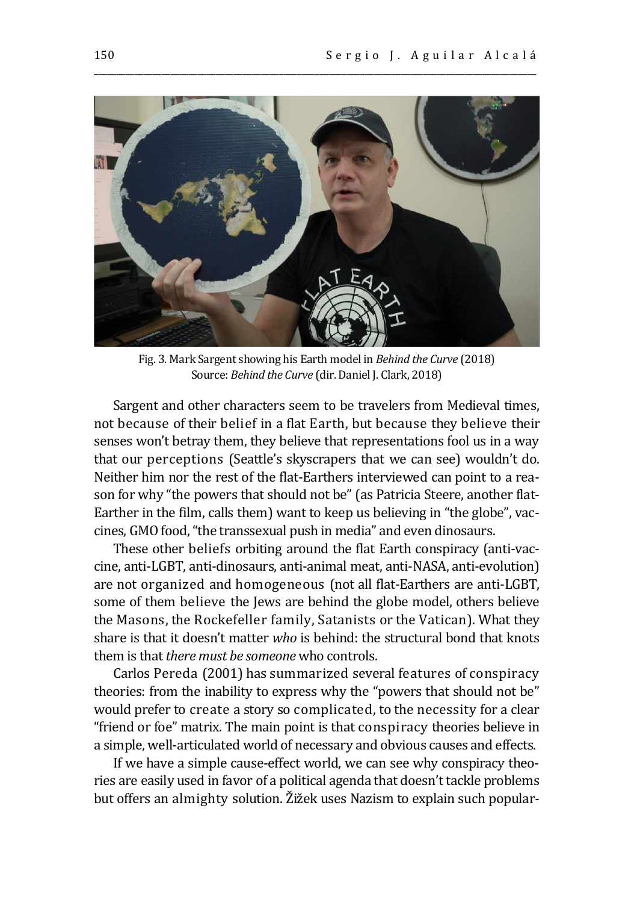Fig. 3. Mark Sargent showing his Earth model in *Behind the Curve* (2018)
Source: *Behind the Curve* (dir. Daniel J. Clark, 2018)

Sargent and other characters seem to be travelers from Medieval times, not because of their belief in a flat Earth, but because they believe their senses won't betray them, they believe that representations fool us in a way that our perceptions (Seattle's skyscrapers that we can see) wouldn't do. Neither him nor the rest of the flat-Earthers interviewed can point to a reason for why "the powers that should not be" (as Patricia Steere, another flat-Earther in the film, calls them) want to keep us believing in "the globe", vaccines, GMO food, "the transsexual push in media" and even dinosaurs.

These other beliefs orbiting around the flat Earth conspiracy (anti-vaccine, anti-LGBT, anti-dinosaurs, anti-animal meat, anti-NASA, anti-evolution) are not organized and homogeneous (not all flat-Earthers are anti-LGBT, some of them believe the Jews are behind the globe model, others believe the Masons, the Rockefeller family, Satanists or the Vatican). What they share is that it doesn't matter *who* is behind: the structural bond that knots them is that *there must be someone* who controls.

Carlos Pereda (2001) has summarized several features of conspiracy theories: from the inability to express why the "powers that should not be" would prefer to create a story so complicated, to the necessity for a clear "friend or foe" matrix. The main point is that conspiracy theories believe in a simple, well-articulated world of necessary and obvious causes and effects.

If we have a simple cause-effect world, we can see why conspiracy theories are easily used in favor of a political agenda that doesn't tackle problems but offers an almighty solution. Žižek uses Nazism to explain such popular-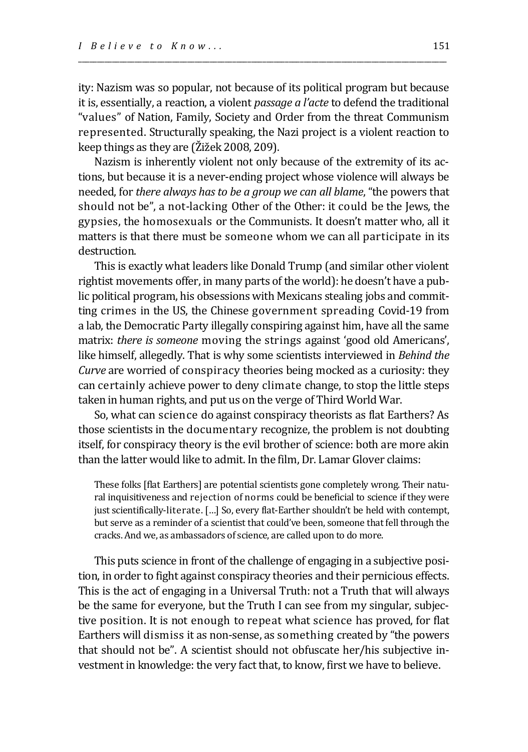ity: Nazism was so popular, not because of its political program but because it is, essentially, a reaction, a violent *passage a l'acte* to defend the traditional "values" of Nation, Family, Society and Order from the threat Communism represented. Structurally speaking, the Nazi project is a violent reaction to keep things as they are (Žižek 2008, 209).

Nazism is inherently violent not only because of the extremity of its actions, but because it is a never-ending project whose violence will always be needed, for *there always has to be a group we can all blame*, "the powers that should not be", a not-lacking Other of the Other: it could be the Jews, the gypsies, the homosexuals or the Communists. It doesn't matter who, all it matters is that there must be someone whom we can all participate in its destruction.

This is exactly what leaders like Donald Trump (and similar other violent rightist movements offer, in many parts of the world): he doesn't have a public political program, his obsessions with Mexicans stealing jobs and committing crimes in the US, the Chinese government spreading Covid-19 from a lab, the Democratic Party illegally conspiring against him, have all the same matrix: *there is someone* moving the strings against 'good old Americans', like himself, allegedly. That is why some scientists interviewed in *Behind the Curve* are worried of conspiracy theories being mocked as a curiosity: they can certainly achieve power to deny climate change, to stop the little steps taken in human rights, and put us on the verge of Third World War.

So, what can science do against conspiracy theorists as flat Earthers? As those scientists in the documentary recognize, the problem is not doubting itself, for conspiracy theory is the evil brother of science: both are more akin than the latter would like to admit. In the film, Dr. Lamar Glover claims:

> These folks [flat Earthers] are potential scientists gone completely wrong. Their natural inquisitiveness and rejection of norms could be beneficial to science if they were just scientifically-literate. […] So, every flat-Earther shouldn't be held with contempt, but serve as a reminder of a scientist that could've been, someone that fell through the cracks. And we, as ambassadors of science, are called upon to do more.

This puts science in front of the challenge of engaging in a subjective position, in order to fight against conspiracy theories and their pernicious effects. This is the act of engaging in a Universal Truth: not a Truth that will always be the same for everyone, but the Truth I can see from my singular, subjective position. It is not enough to repeat what science has proved, for flat Earthers will dismiss it as non-sense, as something created by "the powers that should not be". A scientist should not obfuscate her/his subjective investment in knowledge: the very fact that, to know, first we have to believe.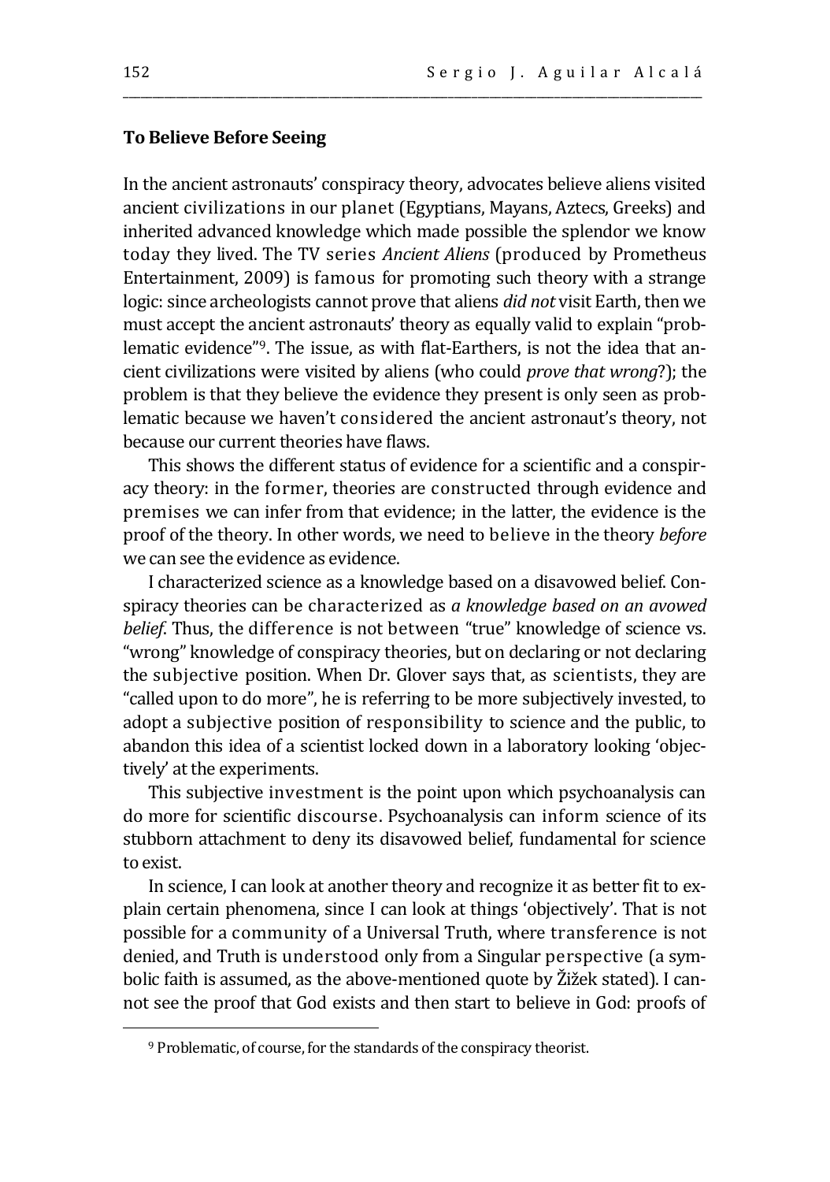**To Believe Before Seeing**

In the ancient astronauts' conspiracy theory, advocates believe aliens visited ancient civilizations in our planet (Egyptians, Mayans, Aztecs, Greeks) and inherited advanced knowledge which made possible the splendor we know today they lived. The TV series *Ancient Aliens* (produced by Prometheus Entertainment, 2009) is famous for promoting such theory with a strange logic: since archeologists cannot prove that aliens *did not* visit Earth, then we must accept the ancient astronauts' theory as equally valid to explain "problematic evidence"[9]. The issue, as with flat-Earthers, is not the idea that ancient civilizations were visited by aliens (who could *prove that wrong*?); the problem is that they believe the evidence they present is only seen as problematic because we haven't considered the ancient astronaut's theory, not because our current theories have flaws.

This shows the different status of evidence for a scientific and a conspiracy theory: in the former, theories are constructed through evidence and premises we can infer from that evidence; in the latter, the evidence is the proof of the theory. In other words, we need to believe in the theory *before* we can see the evidence as evidence.

I characterized science as a knowledge based on a disavowed belief. Conspiracy theories can be characterized as *a knowledge based on an avowed belief*. Thus, the difference is not between "true" knowledge of science vs. "wrong" knowledge of conspiracy theories, but on declaring or not declaring the subjective position. When Dr. Glover says that, as scientists, they are "called upon to do more", he is referring to be more subjectively invested, to adopt a subjective position of responsibility to science and the public, to abandon this idea of a scientist locked down in a laboratory looking 'objectively' at the experiments.

This subjective investment is the point upon which psychoanalysis can do more for scientific discourse. Psychoanalysis can inform science of its stubborn attachment to deny its disavowed belief, fundamental for science to exist.

In science, I can look at another theory and recognize it as better fit to explain certain phenomena, since I can look at things 'objectively'. That is not possible for a community of a Universal Truth, where transference is not denied, and Truth is understood only from a Singular perspective (a symbolic faith is assumed, as the above-mentioned quote by Žižek stated). I cannot see the proof that God exists and then start to believe in God: proofs of

[9] Problematic, of course, for the standards of the conspiracy theorist.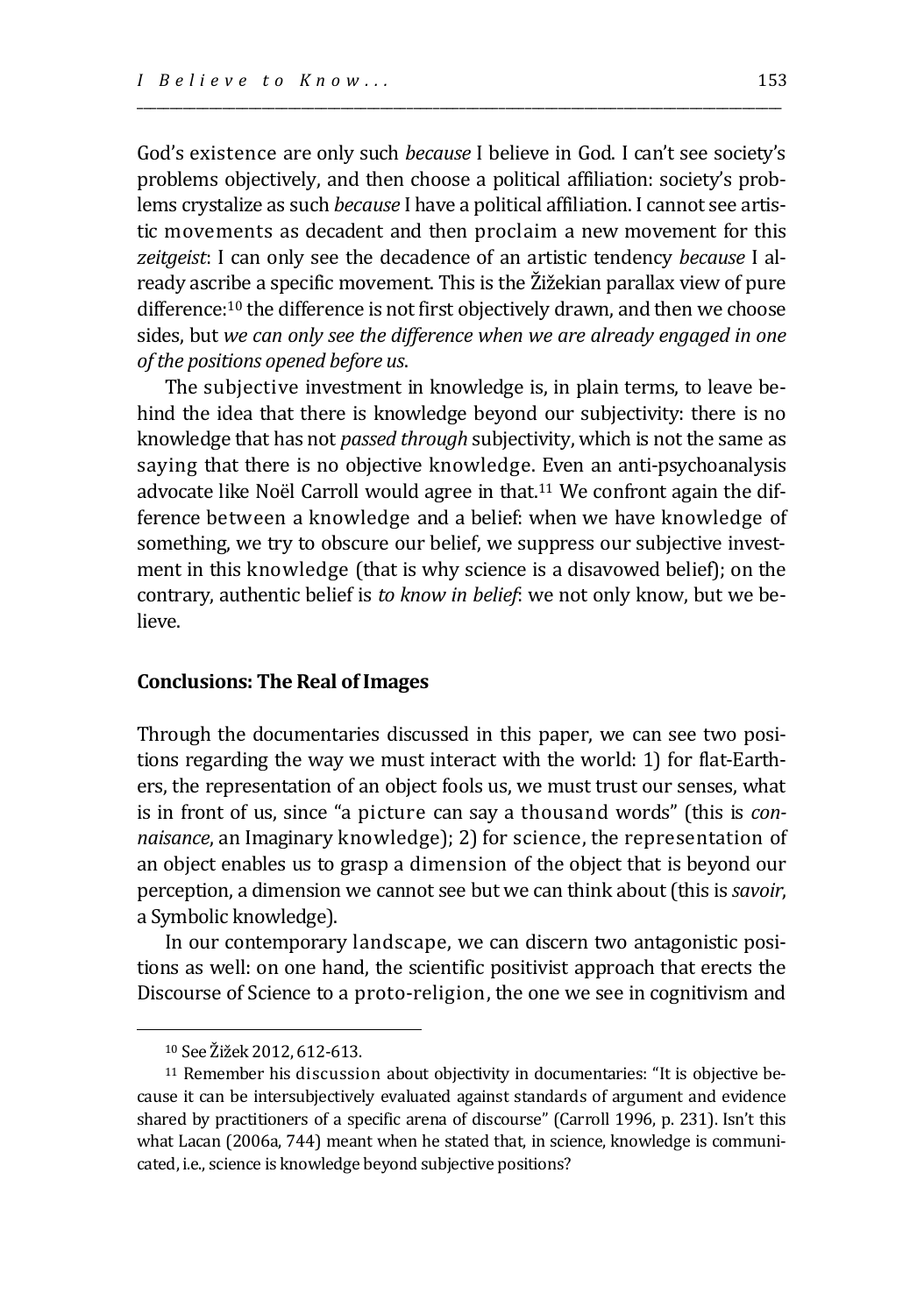God's existence are only such *because* I believe in God. I can't see society's problems objectively, and then choose a political affiliation: society's problems crystalize as such *because* I have a political affiliation. I cannot see artistic movements as decadent and then proclaim a new movement for this *zeitgeist*: I can only see the decadence of an artistic tendency *because* I already ascribe a specific movement. This is the Žižekian parallax view of pure difference:[10] the difference is not first objectively drawn, and then we choose sides, but *we can only see the difference when we are already engaged in one of the positions opened before us*.

The subjective investment in knowledge is, in plain terms, to leave behind the idea that there is knowledge beyond our subjectivity: there is no knowledge that has not *passed through* subjectivity, which is not the same as saying that there is no objective knowledge. Even an anti-psychoanalysis advocate like Noël Carroll would agree in that.[11] We confront again the difference between a knowledge and a belief: when we have knowledge of something, we try to obscure our belief, we suppress our subjective investment in this knowledge (that is why science is a disavowed belief); on the contrary, authentic belief is *to know in belief*: we not only know, but we believe.

## Conclusions: The Real of Images

Through the documentaries discussed in this paper, we can see two positions regarding the way we must interact with the world: 1) for flat-Earthers, the representation of an object fools us, we must trust our senses, what is in front of us, since "a picture can say a thousand words" (this is *connaisance*, an Imaginary knowledge); 2) for science, the representation of an object enables us to grasp a dimension of the object that is beyond our perception, a dimension we cannot see but we can think about (this is *savoir*, a Symbolic knowledge).

In our contemporary landscape, we can discern two antagonistic positions as well: on one hand, the scientific positivist approach that erects the Discourse of Science to a proto-religion, the one we see in cognitivism and

---

[10] See Žižek 2012, 612-613.

[11] Remember his discussion about objectivity in documentaries: "It is objective because it can be intersubjectively evaluated against standards of argument and evidence shared by practitioners of a specific arena of discourse" (Carroll 1996, p. 231). Isn't this what Lacan (2006a, 744) meant when he stated that, in science, knowledge is communicated, i.e., science is knowledge beyond subjective positions?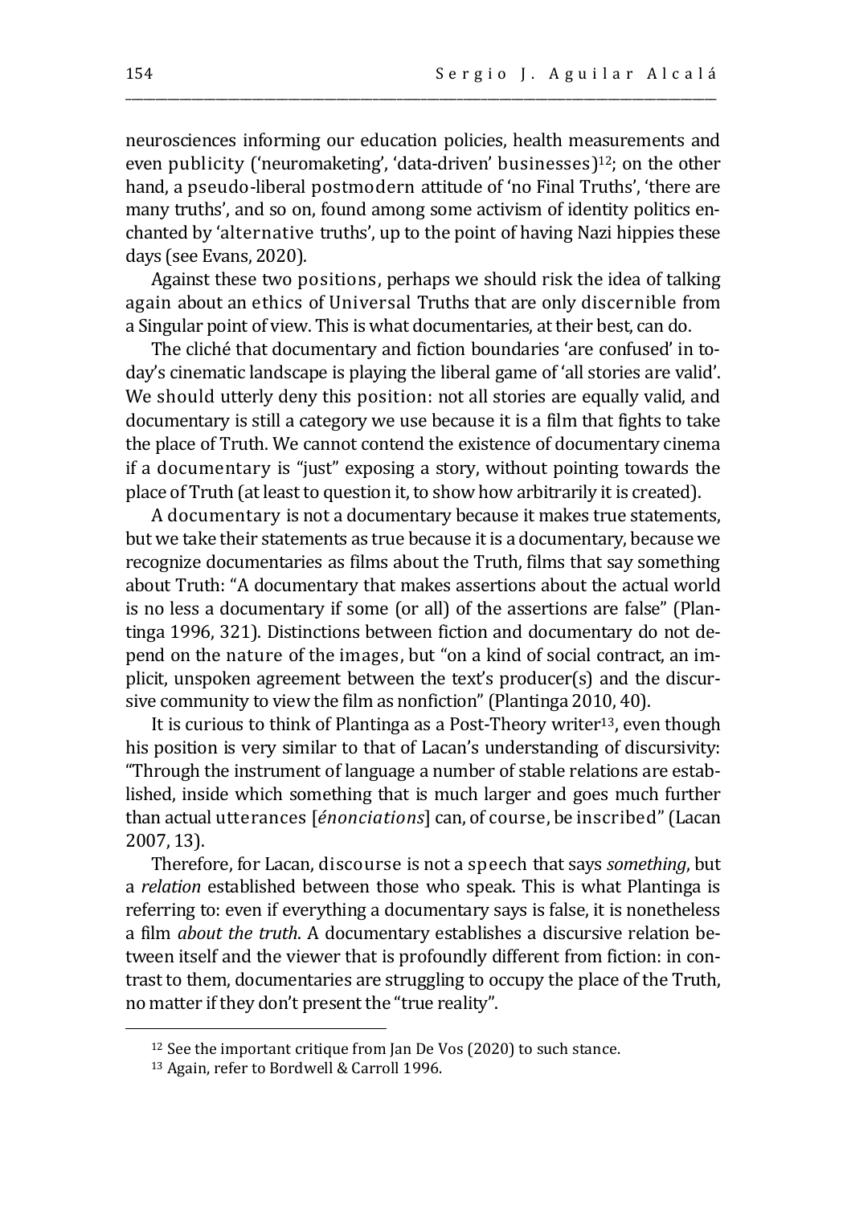neurosciences informing our education policies, health measurements and even publicity ('neuromaketing', 'data-driven' businesses)[12]; on the other hand, a pseudo-liberal postmodern attitude of 'no Final Truths', 'there are many truths', and so on, found among some activism of identity politics enchanted by 'alternative truths', up to the point of having Nazi hippies these days (see Evans, 2020).

Against these two positions, perhaps we should risk the idea of talking again about an ethics of Universal Truths that are only discernible from a Singular point of view. This is what documentaries, at their best, can do.

The cliché that documentary and fiction boundaries 'are confused' in today's cinematic landscape is playing the liberal game of 'all stories are valid'. We should utterly deny this position: not all stories are equally valid, and documentary is still a category we use because it is a film that fights to take the place of Truth. We cannot contend the existence of documentary cinema if a documentary is "just" exposing a story, without pointing towards the place of Truth (at least to question it, to show how arbitrarily it is created).

A documentary is not a documentary because it makes true statements, but we take their statements as true because it is a documentary, because we recognize documentaries as films about the Truth, films that say something about Truth: "A documentary that makes assertions about the actual world is no less a documentary if some (or all) of the assertions are false" (Plantinga 1996, 321). Distinctions between fiction and documentary do not depend on the nature of the images, but "on a kind of social contract, an implicit, unspoken agreement between the text's producer(s) and the discursive community to view the film as nonfiction" (Plantinga 2010, 40).

It is curious to think of Plantinga as a Post-Theory writer[13], even though his position is very similar to that of Lacan's understanding of discursivity: "Through the instrument of language a number of stable relations are established, inside which something that is much larger and goes much further than actual utterances [*énonciations*] can, of course, be inscribed" (Lacan 2007, 13).

Therefore, for Lacan, discourse is not a speech that says *something*, but a *relation* established between those who speak. This is what Plantinga is referring to: even if everything a documentary says is false, it is nonetheless a film *about the truth*. A documentary establishes a discursive relation between itself and the viewer that is profoundly different from fiction: in contrast to them, documentaries are struggling to occupy the place of the Truth, no matter if they don't present the "true reality".

---

[12] See the important critique from Jan De Vos (2020) to such stance.

[13] Again, refer to Bordwell & Carroll 1996.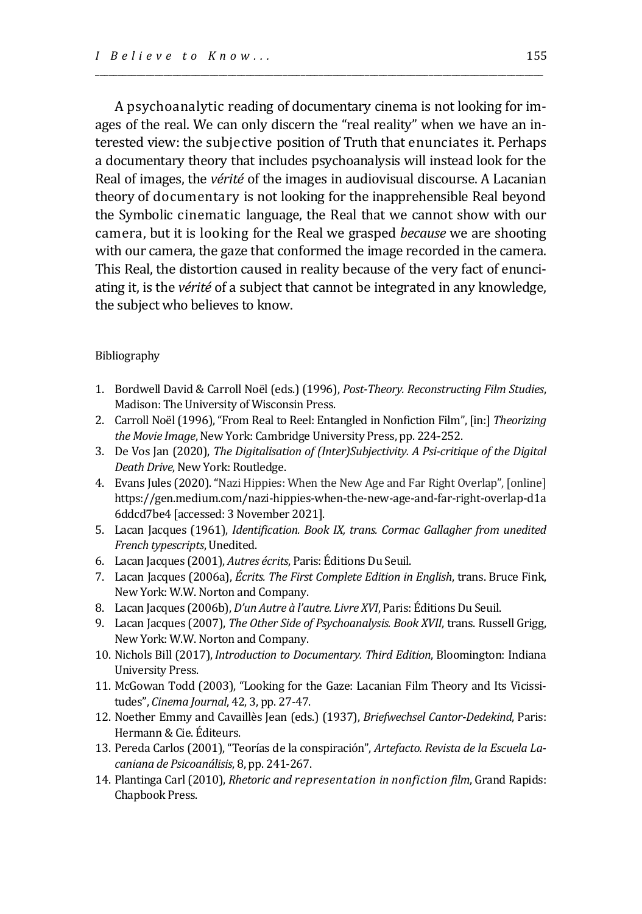A psychoanalytic reading of documentary cinema is not looking for images of the real. We can only discern the "real reality" when we have an interested view: the subjective position of Truth that enunciates it. Perhaps a documentary theory that includes psychoanalysis will instead look for the Real of images, the *vérité* of the images in audiovisual discourse. A Lacanian theory of documentary is not looking for the inapprehensible Real beyond the Symbolic cinematic language, the Real that we cannot show with our camera, but it is looking for the Real we grasped *because* we are shooting with our camera, the gaze that conformed the image recorded in the camera. This Real, the distortion caused in reality because of the very fact of enunciating it, is the *vérité* of a subject that cannot be integrated in any knowledge, the subject who believes to know.

Bibliography

1. Bordwell David & Carroll Noël (eds.) (1996), *Post-Theory. Reconstructing Film Studies*, Madison: The University of Wisconsin Press.
2. Carroll Noël (1996), "From Real to Reel: Entangled in Nonfiction Film", [in:] *Theorizing the Movie Image*, New York: Cambridge University Press, pp. 224-252.
3. De Vos Jan (2020), *The Digitalisation of (Inter)Subjectivity. A Psi-critique of the Digital Death Drive*, New York: Routledge.
4. Evans Jules (2020). "Nazi Hippies: When the New Age and Far Right Overlap", [online] https://gen.medium.com/nazi-hippies-when-the-new-age-and-far-right-overlap-d1a6ddcd7be4 [accessed: 3 November 2021].
5. Lacan Jacques (1961), *Identification. Book IX, trans. Cormac Gallagher from unedited French typescripts*, Unedited.
6. Lacan Jacques (2001), *Autres écrits*, Paris: Éditions Du Seuil.
7. Lacan Jacques (2006a), *Écrits. The First Complete Edition in English*, trans. Bruce Fink, New York: W.W. Norton and Company.
8. Lacan Jacques (2006b), *D'un Autre à l'autre. Livre XVI*, Paris: Éditions Du Seuil.
9. Lacan Jacques (2007), *The Other Side of Psychoanalysis. Book XVII*, trans. Russell Grigg, New York: W.W. Norton and Company.
10. Nichols Bill (2017), *Introduction to Documentary. Third Edition*, Bloomington: Indiana University Press.
11. McGowan Todd (2003), "Looking for the Gaze: Lacanian Film Theory and Its Vicissitudes", *Cinema Journal*, 42, 3, pp. 27-47.
12. Noether Emmy and Cavaillès Jean (eds.) (1937), *Briefwechsel Cantor-Dedekind*, Paris: Hermann & Cie. Éditeurs.
13. Pereda Carlos (2001), "Teorías de la conspiración", *Artefacto. Revista de la Escuela Lacaniana de Psicoanálisis*, 8, pp. 241-267.
14. Plantinga Carl (2010), *Rhetoric and representation in nonfiction film*, Grand Rapids: Chapbook Press.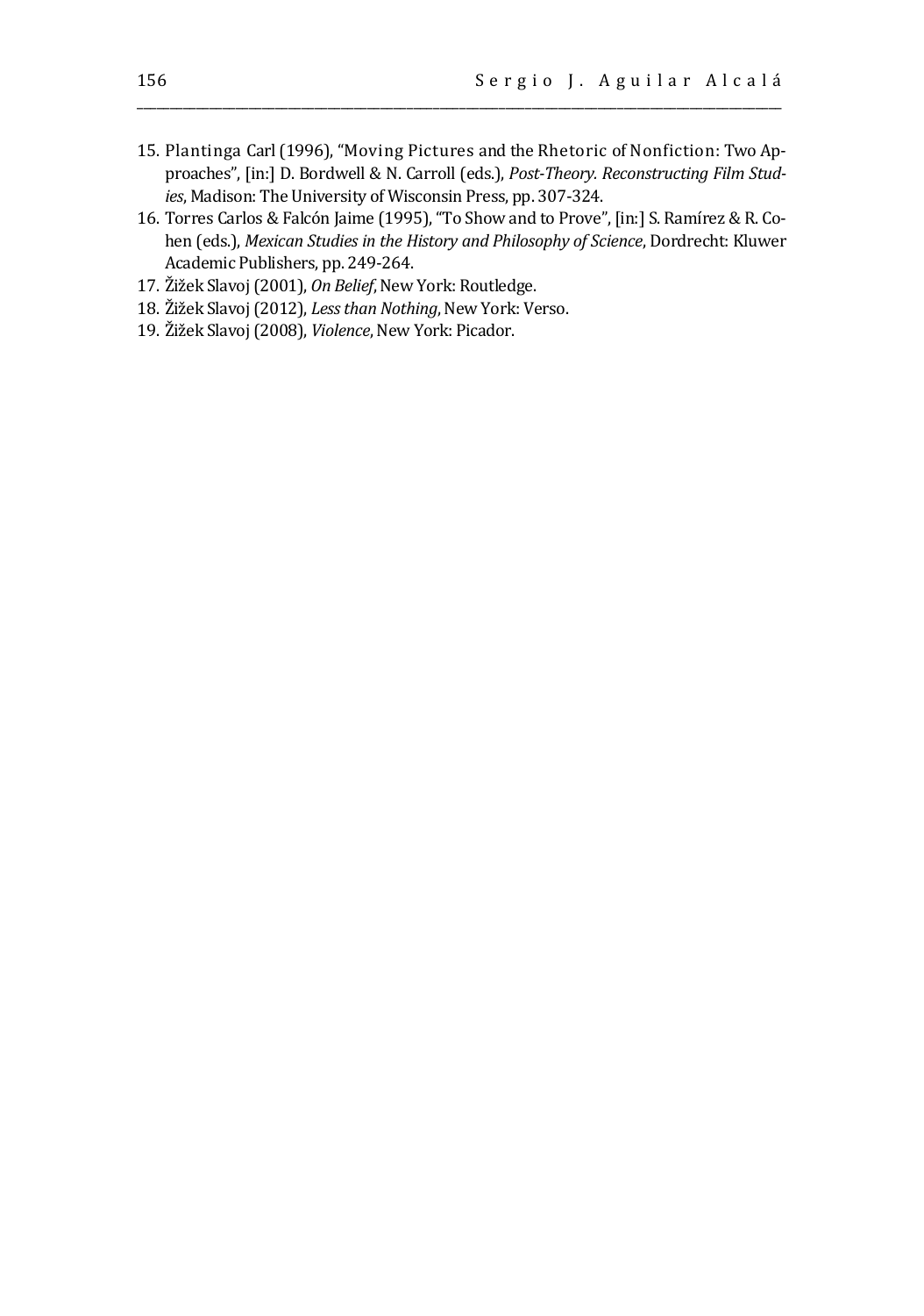15. Plantinga Carl (1996), "Moving Pictures and the Rhetoric of Nonfiction: Two Approaches", [in:] D. Bordwell & N. Carroll (eds.), *Post-Theory. Reconstructing Film Studies*, Madison: The University of Wisconsin Press, pp. 307-324.
16. Torres Carlos & Falcón Jaime (1995), "To Show and to Prove", [in:] S. Ramírez & R. Cohen (eds.), *Mexican Studies in the History and Philosophy of Science*, Dordrecht: Kluwer Academic Publishers, pp. 249-264.
17. Žižek Slavoj (2001), *On Belief*, New York: Routledge.
18. Žižek Slavoj (2012), *Less than Nothing*, New York: Verso.
19. Žižek Slavoj (2008), *Violence*, New York: Picador.